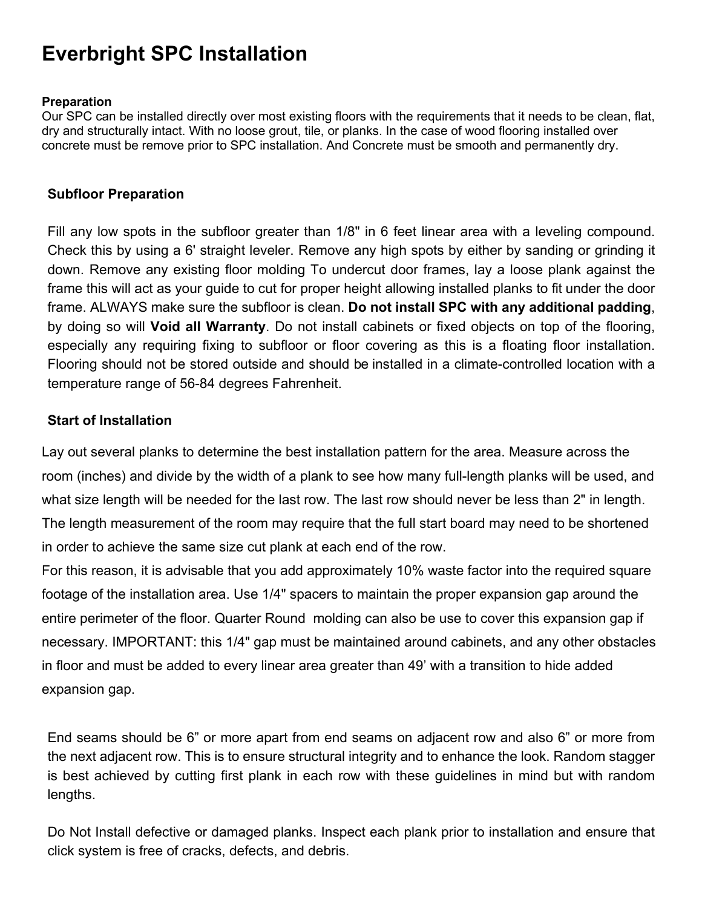# Everbright SPC Installation

### Preparation

Our SPC can be installed directly over most existing floors with the requirements that it needs to be clean, flat, dry and structurally intact. With no loose grout, tile, or planks. In the case of wood flooring installed over concrete must be remove prior to SPC installation. And Concrete must be smooth and permanently dry.

### Subfloor Preparation

Fill any low spots in the subfloor greater than 1/8" in 6 feet linear area with a leveling compound. Check this by using a 6' straight leveler. Remove any high spots by either by sanding or grinding it down. Remove any existing floor molding To undercut door frames, lay a loose plank against the frame this will act as your guide to cut for proper height allowing installed planks to fit under the door frame. ALWAYS make sure the subfloor is clean. **Do not install SPC with any additional padding**, by doing so will **Void all Warranty**. Do not install cabinets or fixed objects on top of the flooring, especially any requiring fixing to subfloor or floor covering as this is a floating floor installation. Flooring should not be stored outside and should be installed in a climate-controlled location with a temperature range of 56-84 degrees Fahrenheit.

### Start of Installation

Lay out several planks to determine the best installation pattern for the area. Measure across the room (inches) and divide by the width of a plank to see how many full-length planks will be used, and what size length will be needed for the last row. The last row should never be less than 2" in length. The length measurement of the room may require that the full start board may need to be shortened in order to achieve the same size cut plank at each end of the row.
For this reason, it is advisable that you add approximately 10% waste factor into the required square footage of the installation area. Use 1/4" spacers to maintain the proper expansion gap around the entire perimeter of the floor. Quarter Round molding can also be use to cover this expansion gap if necessary. IMPORTANT: this 1/4" gap must be maintained around cabinets, and any other obstacles in floor and must be added to every linear area greater than 49' with a transition to hide added expansion gap.

End seams should be 6" or more apart from end seams on adjacent row and also 6" or more from the next adjacent row. This is to ensure structural integrity and to enhance the look. Random stagger is best achieved by cutting first plank in each row with these guidelines in mind but with random lengths.

Do Not Install defective or damaged planks. Inspect each plank prior to installation and ensure that click system is free of cracks, defects, and debris.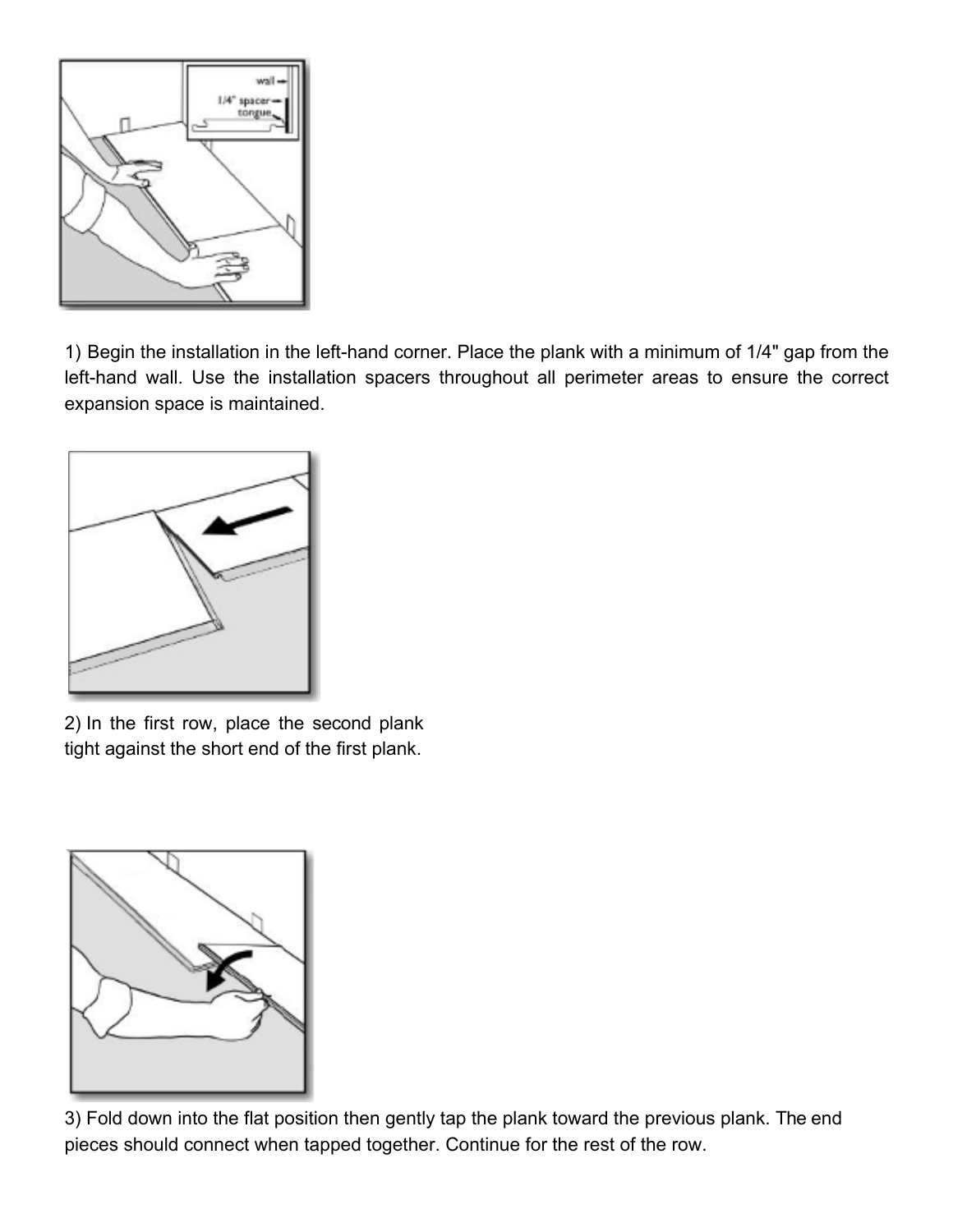1) Begin the installation in the left-hand corner. Place the plank with a minimum of 1/4" gap from the left-hand wall. Use the installation spacers throughout all perimeter areas to ensure the correct expansion space is maintained.

2) In the first row, place the second plank tight against the short end of the first plank.

3) Fold down into the flat position then gently tap the plank toward the previous plank. The end pieces should connect when tapped together. Continue for the rest of the row.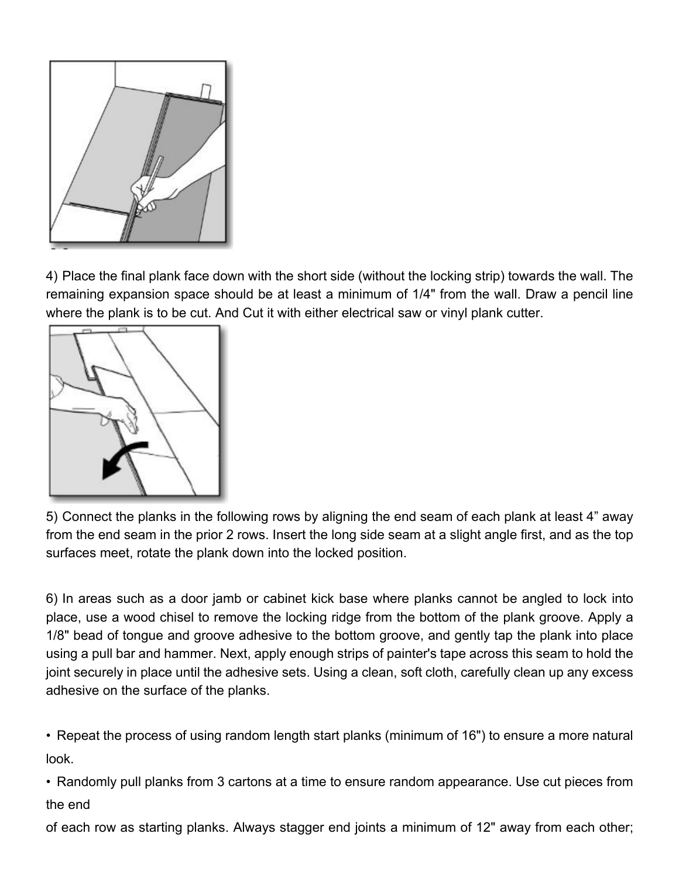4) Place the final plank face down with the short side (without the locking strip) towards the wall. The remaining expansion space should be at least a minimum of 1/4" from the wall. Draw a pencil line where the plank is to be cut. And Cut it with either electrical saw or vinyl plank cutter.

5) Connect the planks in the following rows by aligning the end seam of each plank at least 4” away from the end seam in the prior 2 rows. Insert the long side seam at a slight angle first, and as the top surfaces meet, rotate the plank down into the locked position.

6) In areas such as a door jamb or cabinet kick base where planks cannot be angled to lock into place, use a wood chisel to remove the locking ridge from the bottom of the plank groove. Apply a 1/8" bead of tongue and groove adhesive to the bottom groove, and gently tap the plank into place using a pull bar and hammer. Next, apply enough strips of painter's tape across this seam to hold the joint securely in place until the adhesive sets. Using a clean, soft cloth, carefully clean up any excess adhesive on the surface of the planks.

- Repeat the process of using random length start planks (minimum of 16") to ensure a more natural look.
- Randomly pull planks from 3 cartons at a time to ensure random appearance. Use cut pieces from the end

of each row as starting planks. Always stagger end joints a minimum of 12" away from each other;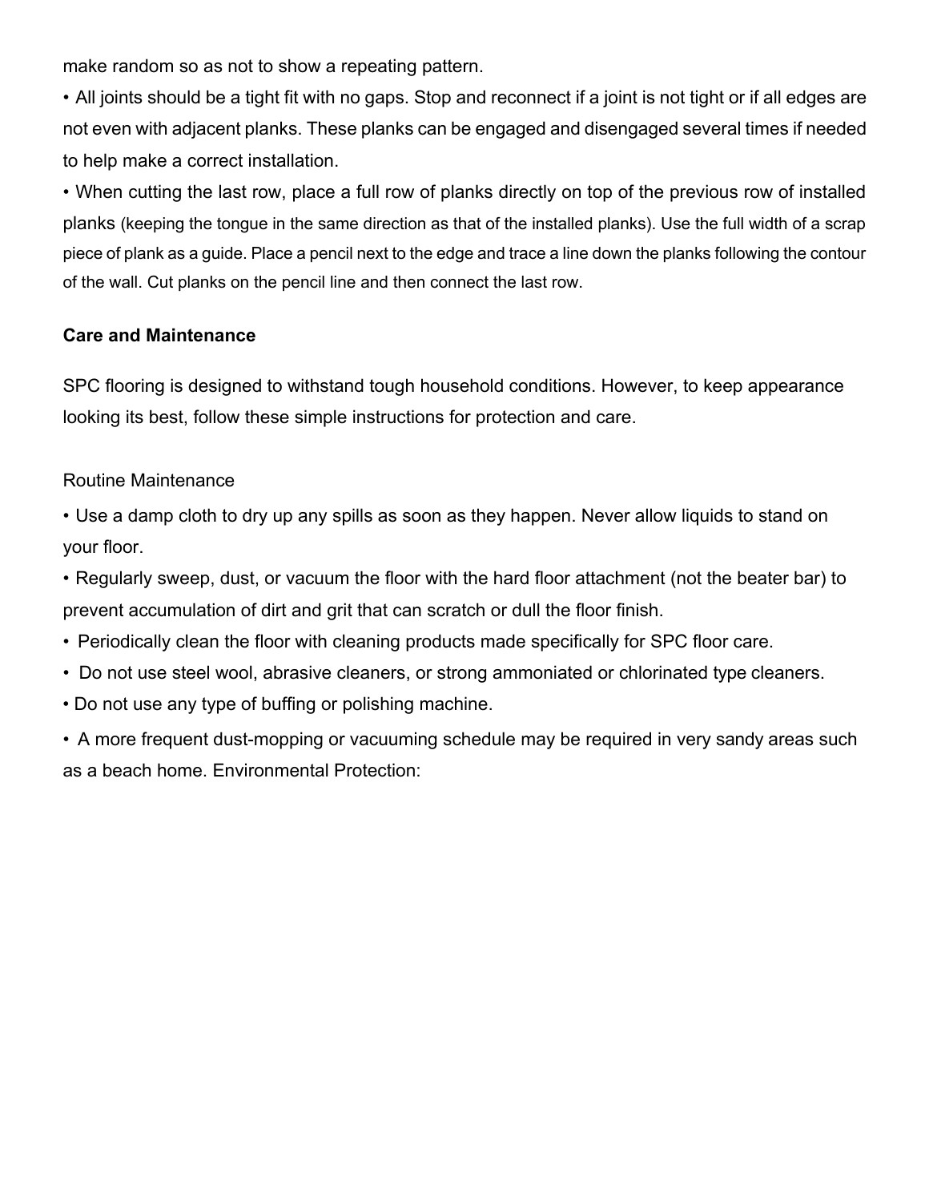make random so as not to show a repeating pattern.

- All joints should be a tight fit with no gaps. Stop and reconnect if a joint is not tight or if all edges are not even with adjacent planks. These planks can be engaged and disengaged several times if needed to help make a correct installation.
- When cutting the last row, place a full row of planks directly on top of the previous row of installed planks (keeping the tongue in the same direction as that of the installed planks). Use the full width of a scrap piece of plank as a guide. Place a pencil next to the edge and trace a line down the planks following the contour of the wall. Cut planks on the pencil line and then connect the last row.

**Care and Maintenance**

SPC flooring is designed to withstand tough household conditions. However, to keep appearance looking its best, follow these simple instructions for protection and care.

Routine Maintenance

- Use a damp cloth to dry up any spills as soon as they happen. Never allow liquids to stand on your floor.
- Regularly sweep, dust, or vacuum the floor with the hard floor attachment (not the beater bar) to prevent accumulation of dirt and grit that can scratch or dull the floor finish.
- Periodically clean the floor with cleaning products made specifically for SPC floor care.
- Do not use steel wool, abrasive cleaners, or strong ammoniated or chlorinated type cleaners.
- Do not use any type of buffing or polishing machine.
- A more frequent dust-mopping or vacuuming schedule may be required in very sandy areas such as a beach home. Environmental Protection: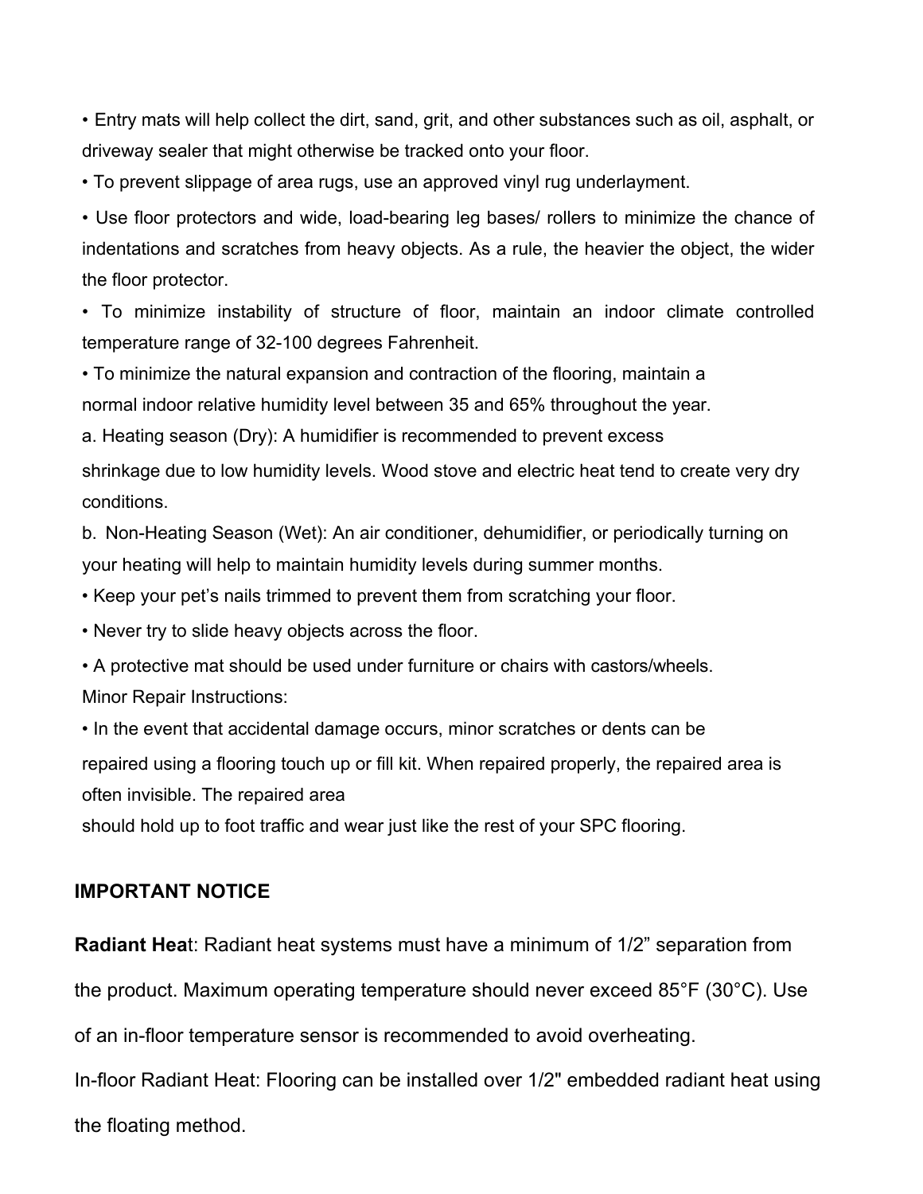- Entry mats will help collect the dirt, sand, grit, and other substances such as oil, asphalt, or driveway sealer that might otherwise be tracked onto your floor.
- To prevent slippage of area rugs, use an approved vinyl rug underlayment.
- Use floor protectors and wide, load-bearing leg bases/ rollers to minimize the chance of indentations and scratches from heavy objects. As a rule, the heavier the object, the wider the floor protector.
- To minimize instability of structure of floor, maintain an indoor climate controlled temperature range of 32-100 degrees Fahrenheit.
- To minimize the natural expansion and contraction of the flooring, maintain a normal indoor relative humidity level between 35 and 65% throughout the year.

  a. Heating season (Dry): A humidifier is recommended to prevent excess shrinkage due to low humidity levels. Wood stove and electric heat tend to create very dry conditions.

  b. Non-Heating Season (Wet): An air conditioner, dehumidifier, or periodically turning on your heating will help to maintain humidity levels during summer months.
- Keep your pet's nails trimmed to prevent them from scratching your floor.
- Never try to slide heavy objects across the floor.
- A protective mat should be used under furniture or chairs with castors/wheels.

Minor Repair Instructions:

- In the event that accidental damage occurs, minor scratches or dents can be repaired using a flooring touch up or fill kit. When repaired properly, the repaired area is often invisible. The repaired area should hold up to foot traffic and wear just like the rest of your SPC flooring.

**IMPORTANT NOTICE**

**Radiant Hea**t: Radiant heat systems must have a minimum of 1/2" separation from the product. Maximum operating temperature should never exceed 85°F (30°C). Use of an in-floor temperature sensor is recommended to avoid overheating.

In-floor Radiant Heat: Flooring can be installed over 1/2" embedded radiant heat using the floating method.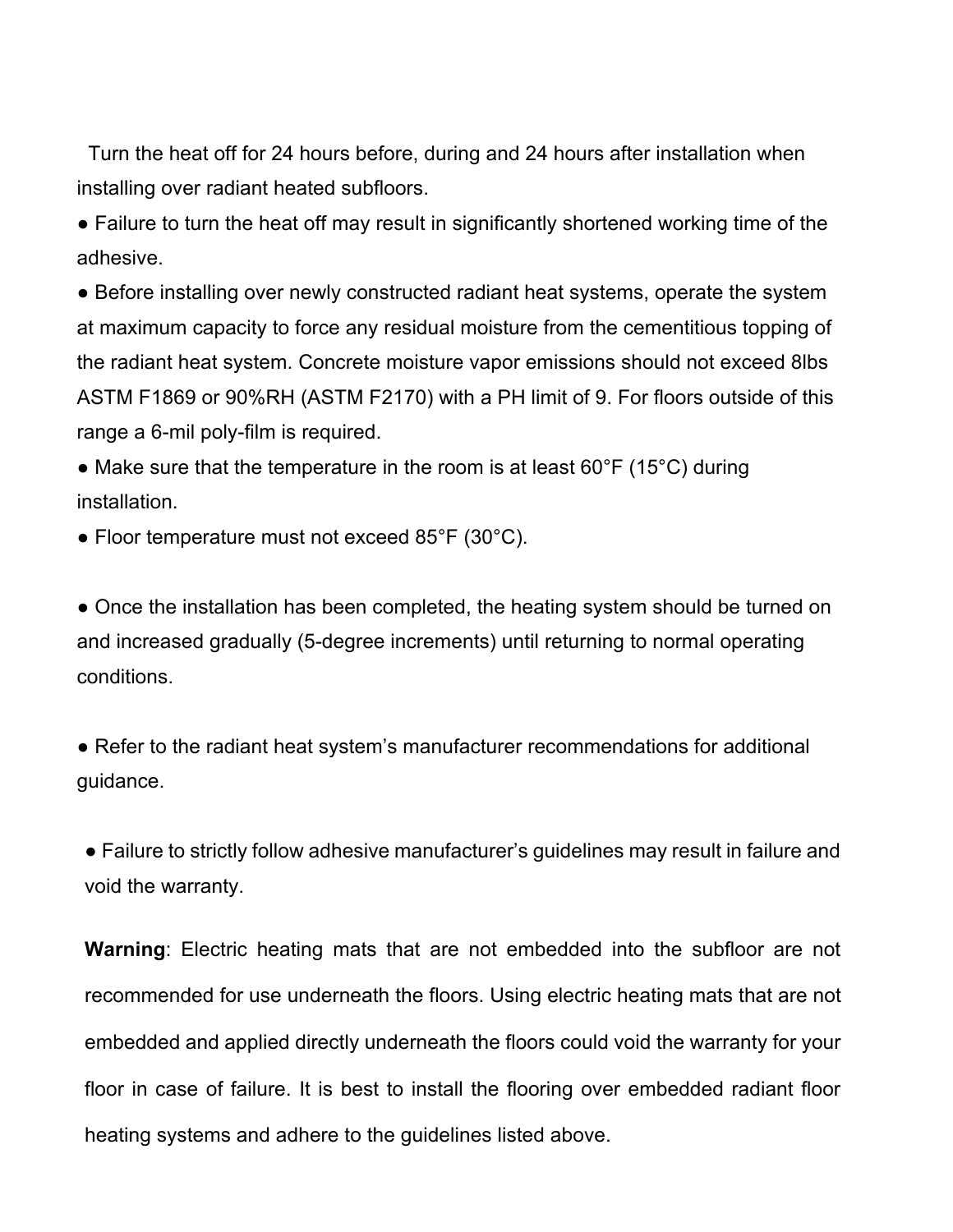Turn the heat off for 24 hours before, during and 24 hours after installation when installing over radiant heated subfloors.

- Failure to turn the heat off may result in significantly shortened working time of the adhesive.
- Before installing over newly constructed radiant heat systems, operate the system at maximum capacity to force any residual moisture from the cementitious topping of the radiant heat system. Concrete moisture vapor emissions should not exceed 8lbs ASTM F1869 or 90%RH (ASTM F2170) with a PH limit of 9. For floors outside of this range a 6-mil poly-film is required.
- Make sure that the temperature in the room is at least 60°F (15°C) during installation.
- Floor temperature must not exceed 85°F (30°C).

- Once the installation has been completed, the heating system should be turned on and increased gradually (5-degree increments) until returning to normal operating conditions.

- Refer to the radiant heat system's manufacturer recommendations for additional guidance.

- Failure to strictly follow adhesive manufacturer's guidelines may result in failure and void the warranty.

**Warning**: Electric heating mats that are not embedded into the subfloor are not recommended for use underneath the floors. Using electric heating mats that are not embedded and applied directly underneath the floors could void the warranty for your floor in case of failure. It is best to install the flooring over embedded radiant floor heating systems and adhere to the guidelines listed above.